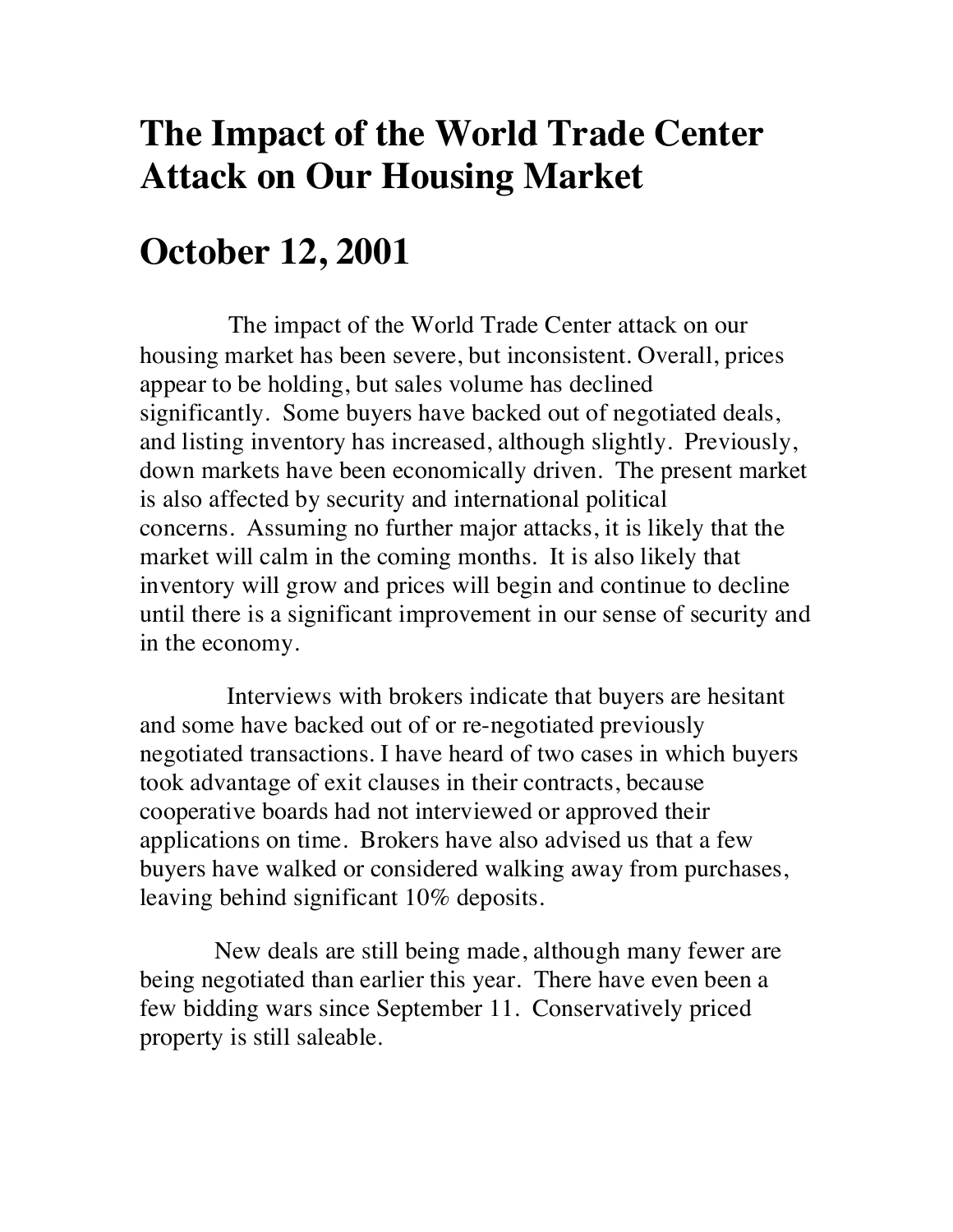# The Impact of the World Trade Center Attack on Our Housing Market

# October 12, 2001

The impact of the World Trade Center attack on our housing market has been severe, but inconsistent. Overall, prices appear to be holding, but sales volume has declined significantly. Some buyers have backed out of negotiated deals, and listing inventory has increased, although slightly. Previously, down markets have been economically driven. The present market is also affected by security and international political concerns. Assuming no further major attacks, it is likely that the market will calm in the coming months. It is also likely that inventory will grow and prices will begin and continue to decline until there is a significant improvement in our sense of security and in the economy.

Interviews with brokers indicate that buyers are hesitant and some have backed out of or re-negotiated previously negotiated transactions. I have heard of two cases in which buyers took advantage of exit clauses in their contracts, because cooperative boards had not interviewed or approved their applications on time. Brokers have also advised us that a few buyers have walked or considered walking away from purchases, leaving behind significant 10% deposits.

New deals are still being made, although many fewer are being negotiated than earlier this year. There have even been a few bidding wars since September 11. Conservatively priced property is still saleable.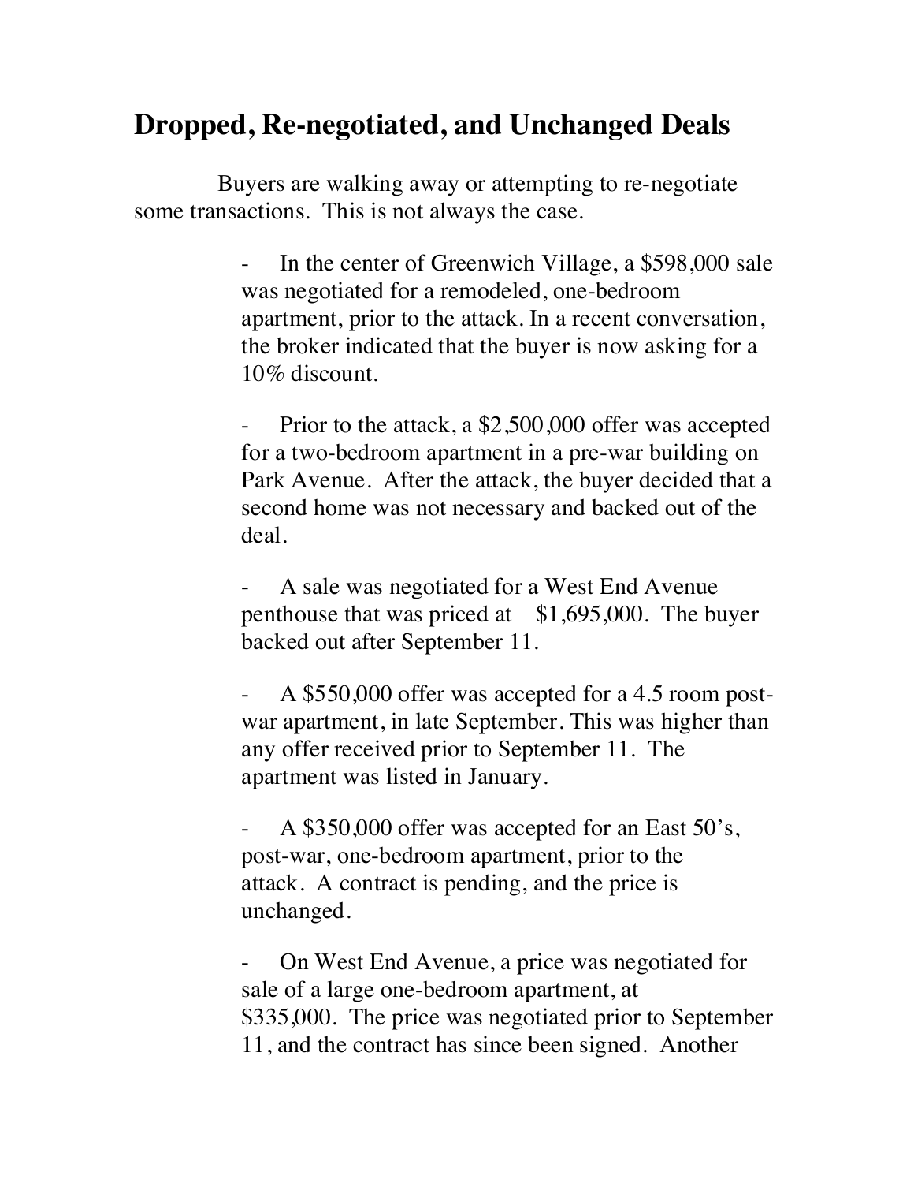## Dropped, Re-negotiated, and Unchanged Deals

Buyers are walking away or attempting to re-negotiate some transactions. This is not always the case.

- In the center of Greenwich Village, a $598,000 sale was negotiated for a remodeled, one-bedroom apartment, prior to the attack. In a recent conversation, the broker indicated that the buyer is now asking for a 10% discount.

- Prior to the attack, a $2,500,000 offer was accepted for a two-bedroom apartment in a pre-war building on Park Avenue. After the attack, the buyer decided that a second home was not necessary and backed out of the deal.

- A sale was negotiated for a West End Avenue penthouse that was priced at $1,695,000. The buyer backed out after September 11.

- A $550,000 offer was accepted for a 4.5 room post-war apartment, in late September. This was higher than any offer received prior to September 11. The apartment was listed in January.

- A $350,000 offer was accepted for an East 50's, post-war, one-bedroom apartment, prior to the attack. A contract is pending, and the price is unchanged.

- On West End Avenue, a price was negotiated for sale of a large one-bedroom apartment, at $335,000. The price was negotiated prior to September 11, and the contract has since been signed. Another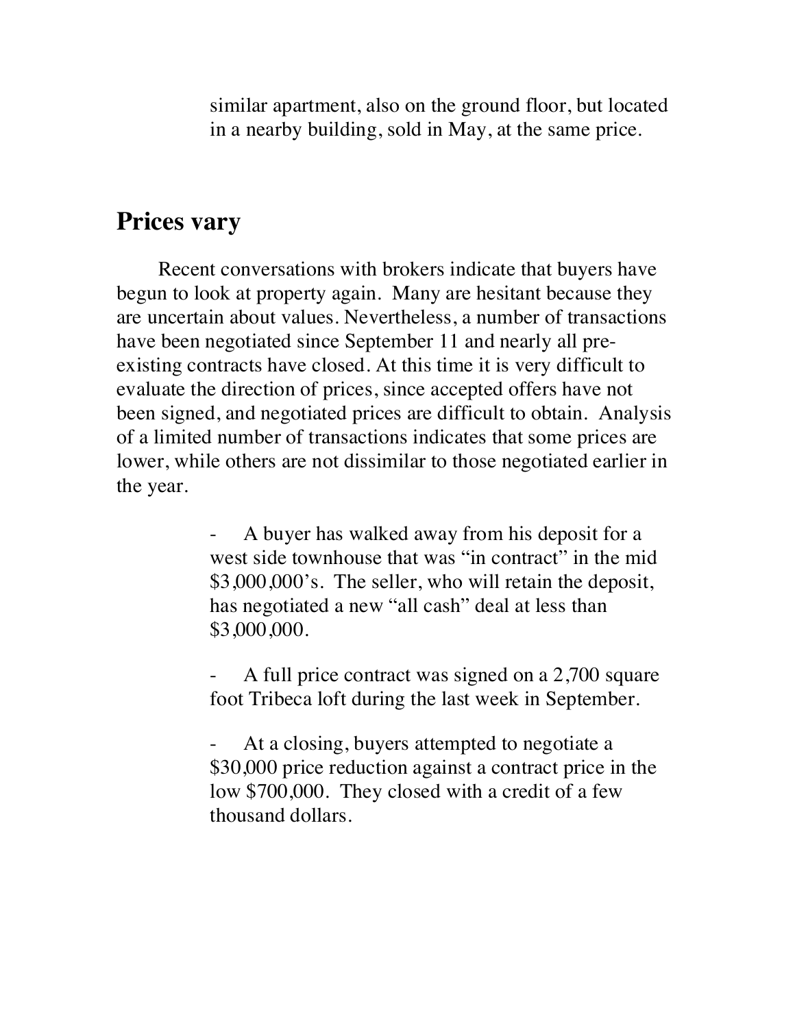similar apartment, also on the ground floor, but located in a nearby building, sold in May, at the same price.

## Prices vary

Recent conversations with brokers indicate that buyers have begun to look at property again. Many are hesitant because they are uncertain about values. Nevertheless, a number of transactions have been negotiated since September 11 and nearly all pre-existing contracts have closed. At this time it is very difficult to evaluate the direction of prices, since accepted offers have not been signed, and negotiated prices are difficult to obtain. Analysis of a limited number of transactions indicates that some prices are lower, while others are not dissimilar to those negotiated earlier in the year.

- A buyer has walked away from his deposit for a west side townhouse that was "in contract" in the mid $3,000,000's. The seller, who will retain the deposit, has negotiated a new "all cash" deal at less than $3,000,000.

- A full price contract was signed on a 2,700 square foot Tribeca loft during the last week in September.

- At a closing, buyers attempted to negotiate a $30,000 price reduction against a contract price in the low $700,000. They closed with a credit of a few thousand dollars.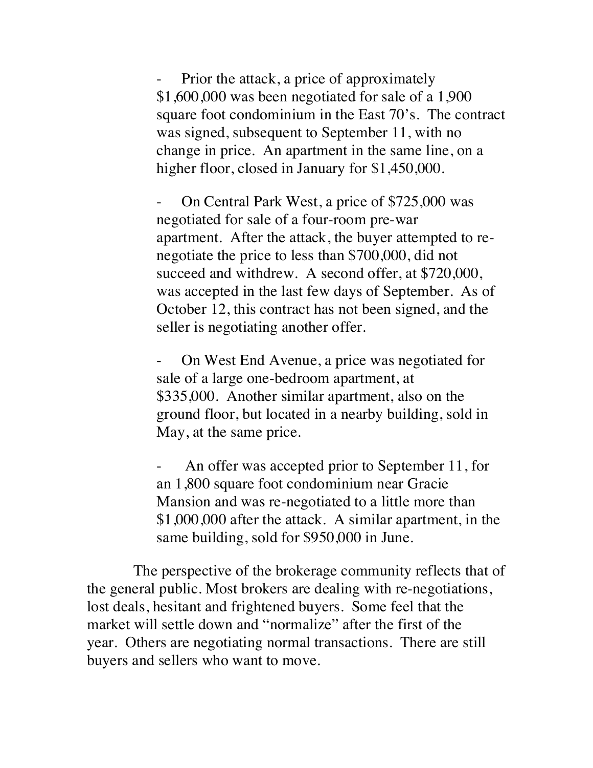- Prior the attack, a price of approximately $1,600,000 was been negotiated for sale of a 1,900 square foot condominium in the East 70's. The contract was signed, subsequent to September 11, with no change in price. An apartment in the same line, on a higher floor, closed in January for $1,450,000.

- On Central Park West, a price of $725,000 was negotiated for sale of a four-room pre-war apartment. After the attack, the buyer attempted to re-negotiate the price to less than $700,000, did not succeed and withdrew. A second offer, at $720,000, was accepted in the last few days of September. As of October 12, this contract has not been signed, and the seller is negotiating another offer.

- On West End Avenue, a price was negotiated for sale of a large one-bedroom apartment, at $335,000. Another similar apartment, also on the ground floor, but located in a nearby building, sold in May, at the same price.

- An offer was accepted prior to September 11, for an 1,800 square foot condominium near Gracie Mansion and was re-negotiated to a little more than $1,000,000 after the attack. A similar apartment, in the same building, sold for $950,000 in June.

The perspective of the brokerage community reflects that of the general public. Most brokers are dealing with re-negotiations, lost deals, hesitant and frightened buyers. Some feel that the market will settle down and "normalize" after the first of the year. Others are negotiating normal transactions. There are still buyers and sellers who want to move.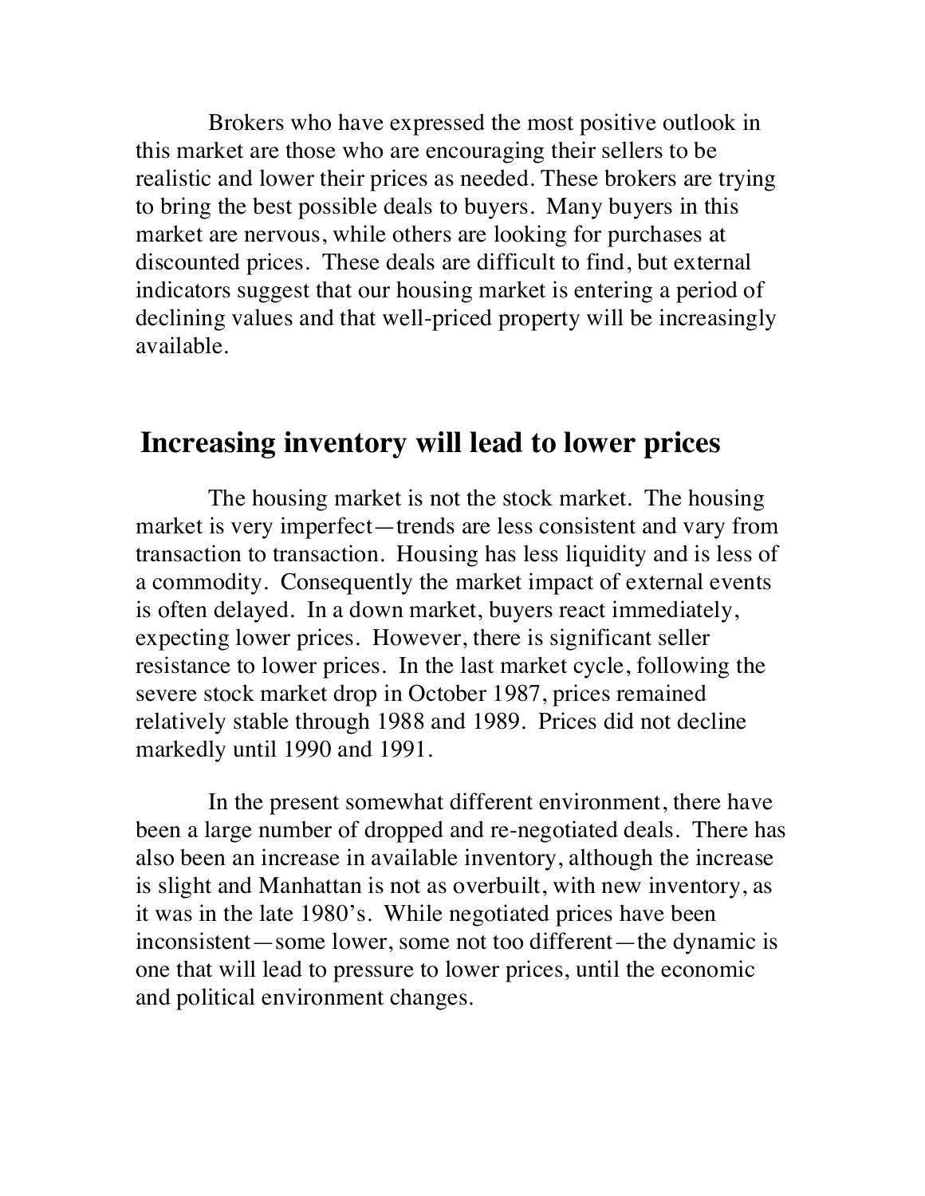Brokers who have expressed the most positive outlook in this market are those who are encouraging their sellers to be realistic and lower their prices as needed. These brokers are trying to bring the best possible deals to buyers. Many buyers in this market are nervous, while others are looking for purchases at discounted prices. These deals are difficult to find, but external indicators suggest that our housing market is entering a period of declining values and that well-priced property will be increasingly available.

## Increasing inventory will lead to lower prices

The housing market is not the stock market. The housing market is very imperfect—trends are less consistent and vary from transaction to transaction. Housing has less liquidity and is less of a commodity. Consequently the market impact of external events is often delayed. In a down market, buyers react immediately, expecting lower prices. However, there is significant seller resistance to lower prices. In the last market cycle, following the severe stock market drop in October 1987, prices remained relatively stable through 1988 and 1989. Prices did not decline markedly until 1990 and 1991.

In the present somewhat different environment, there have been a large number of dropped and re-negotiated deals. There has also been an increase in available inventory, although the increase is slight and Manhattan is not as overbuilt, with new inventory, as it was in the late 1980's. While negotiated prices have been inconsistent—some lower, some not too different—the dynamic is one that will lead to pressure to lower prices, until the economic and political environment changes.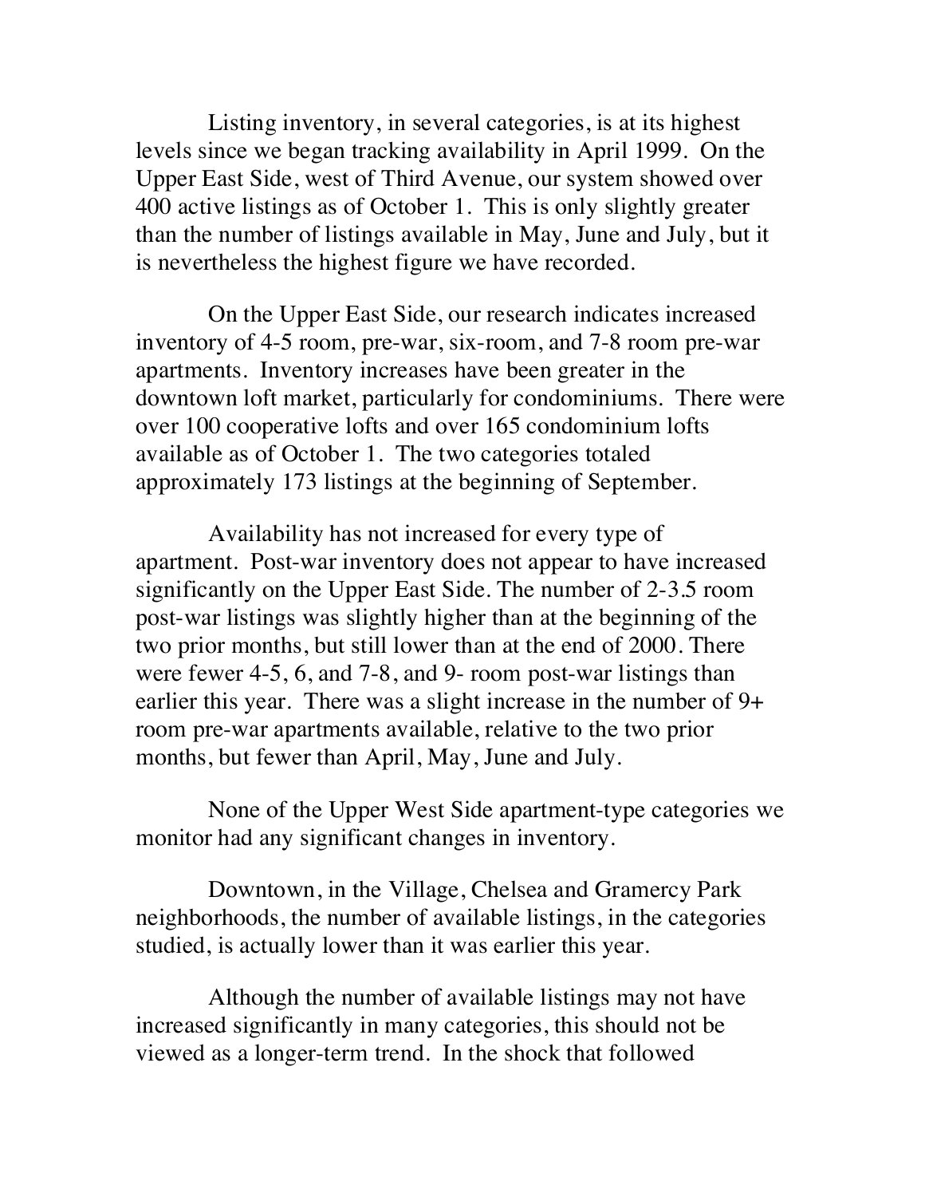Listing inventory, in several categories, is at its highest levels since we began tracking availability in April 1999. On the Upper East Side, west of Third Avenue, our system showed over 400 active listings as of October 1. This is only slightly greater than the number of listings available in May, June and July, but it is nevertheless the highest figure we have recorded.

On the Upper East Side, our research indicates increased inventory of 4-5 room, pre-war, six-room, and 7-8 room pre-war apartments. Inventory increases have been greater in the downtown loft market, particularly for condominiums. There were over 100 cooperative lofts and over 165 condominium lofts available as of October 1. The two categories totaled approximately 173 listings at the beginning of September.

Availability has not increased for every type of apartment. Post-war inventory does not appear to have increased significantly on the Upper East Side. The number of 2-3.5 room post-war listings was slightly higher than at the beginning of the two prior months, but still lower than at the end of 2000. There were fewer 4-5, 6, and 7-8, and 9- room post-war listings than earlier this year. There was a slight increase in the number of 9+ room pre-war apartments available, relative to the two prior months, but fewer than April, May, June and July.

None of the Upper West Side apartment-type categories we monitor had any significant changes in inventory.

Downtown, in the Village, Chelsea and Gramercy Park neighborhoods, the number of available listings, in the categories studied, is actually lower than it was earlier this year.

Although the number of available listings may not have increased significantly in many categories, this should not be viewed as a longer-term trend. In the shock that followed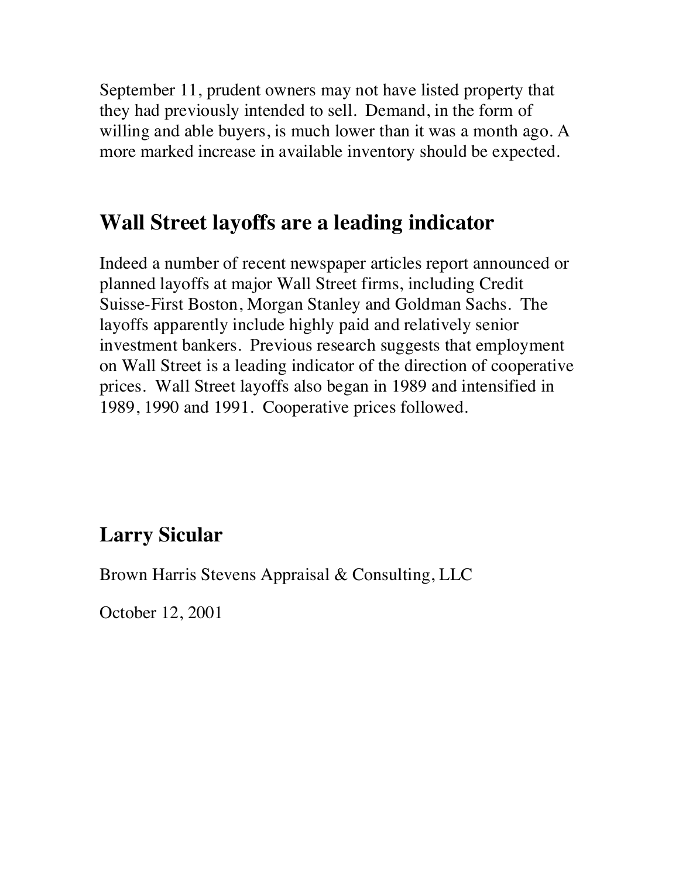September 11, prudent owners may not have listed property that they had previously intended to sell. Demand, in the form of willing and able buyers, is much lower than it was a month ago. A more marked increase in available inventory should be expected.

## Wall Street layoffs are a leading indicator

Indeed a number of recent newspaper articles report announced or planned layoffs at major Wall Street firms, including Credit Suisse-First Boston, Morgan Stanley and Goldman Sachs. The layoffs apparently include highly paid and relatively senior investment bankers. Previous research suggests that employment on Wall Street is a leading indicator of the direction of cooperative prices. Wall Street layoffs also began in 1989 and intensified in 1989, 1990 and 1991. Cooperative prices followed.

## Larry Sicular

Brown Harris Stevens Appraisal & Consulting, LLC

October 12, 2001